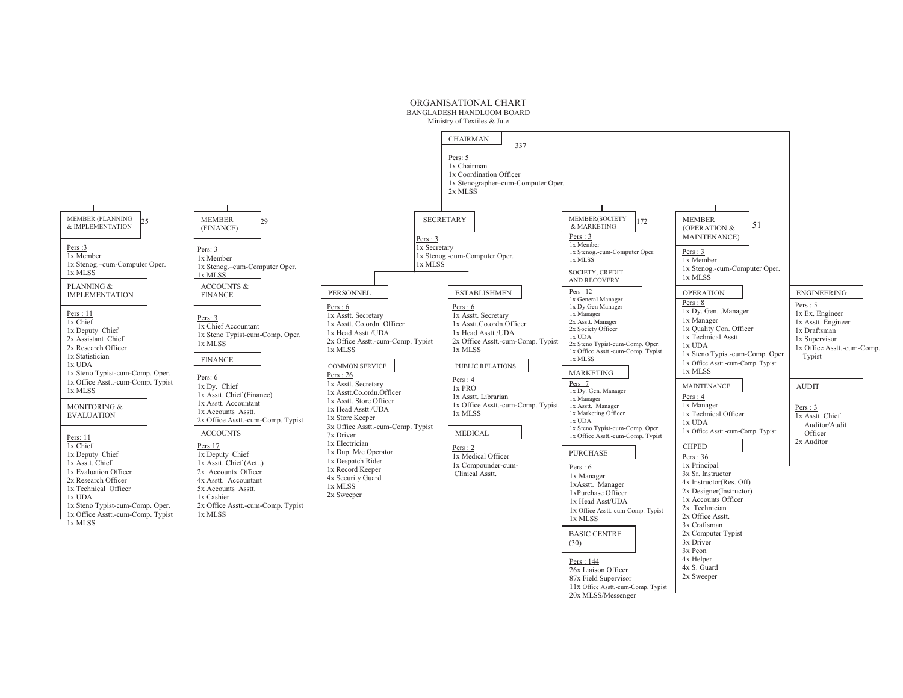# ORGANISATIONAL CHART

BANGLADESH HANDLOOM BOARD

Ministry of Textiles & Jute

## CHAIRMAN

337

Pers: 5
- 1x Chairman
- 1x Coordination Officer
- 1x Stenographer–cum-Computer Oper.
- 2x MLSS

## MEMBER (PLANNING & IMPLEMENTATION)

25

Pers :3
- 1x Member
- 1x Stenog.–cum-Computer Oper.
- 1x MLSS

### PLANNING & IMPLEMENTATION

Pers : 11
- 1x Chief
- 1x Deputy Chief
- 2x Assistant Chief
- 2x Research Officer
- 1x Statistician
- 1x UDA
- 1x Steno Typist-cum-Comp. Oper.
- 1x Office Asstt.-cum-Comp. Typist
- 1x MLSS

### MONITORING & EVALUATION

Pers: 11
- 1x Chief
- 1x Deputy Chief
- 1x Asstt. Chief
- 1x Evaluation Officer
- 2x Research Officer
- 1x Technical Officer
- 1x UDA
- 1x Steno Typist-cum-Comp. Oper.
- 1x Office Asstt.-cum-Comp. Typist
- 1x MLSS

## MEMBER (FINANCE)

29

Pers: 3
- 1x Member
- 1x Stenog.–cum-Computer Oper.
- 1x MLSS

### ACCOUNTS & FINANCE

Pers: 3
- 1x Chief Accountant
- 1x Steno Typist-cum-Comp. Oper.
- 1x MLSS

### FINANCE

Pers: 6
- 1x Dy. Chief
- 1x Asstt. Chief (Finance)
- 1x Asstt. Accountant
- 1x Accounts Asstt.
- 2x Office Asstt.-cum-Comp. Typist

### ACCOUNTS

Pers:17
- 1x Deputy Chief
- 1x Asstt. Chief (Actt.)
- 2x Accounts Officer
- 4x Asstt. Accountant
- 5x Accounts Asstt.
- 1x Cashier
- 2x Office Asstt.-cum-Comp. Typist
- 1x MLSS

## SECRETARY

Pers : 3
- 1x Secretary
- 1x Stenog.-cum-Computer Oper.
- 1x MLSS

### PERSONNEL

Pers : 6
- 1x Asstt. Secretary
- 1x Asstt. Co.ordn. Officer
- 1x Head Asstt./UDA
- 2x Office Asstt.-cum-Comp. Typist
- 1x MLSS

### COMMON SERVICE

Pers : 26
- 1x Asstt. Secretary
- 1x Asstt.Co.ordn.Officer
- 1x Asstt. Store Officer
- 1x Head Asstt./UDA
- 1x Store Keeper
- 3x Office Asstt.-cum-Comp. Typist
- 7x Driver
- 1x Electrician
- 1x Dup. M/c Operator
- 1x Despatch Rider
- 1x Record Keeper
- 4x Security Guard
- 1x MLSS
- 2x Sweeper

### ESTABLISHMEN

Pers : 6
- 1x Asstt. Secretary
- 1x Asstt.Co.ordn.Officer
- 1x Head Asstt./UDA
- 2x Office Asstt.-cum-Comp. Typist
- 1x MLSS

### PUBLIC RELATIONS

Pers : 4
- 1x PRO
- 1x Asstt. Librarian
- 1x Office Asstt.-cum-Comp. Typist
- 1x MLSS

### MEDICAL

Pers : 2
- 1x Medical Officer
- 1x Compounder-cum-Clinical Asstt.

## MEMBER(SOCIETY & MARKETING)

172

Pers : 3
- 1x Member
- 1x Stenog.-cum-Computer Oper.
- 1x MLSS

### SOCIETY, CREDIT AND RECOVERY

Pers : 12
- 1x General Manager
- 1x Dy.Gen Manager
- 1x Manager
- 2x Asstt. Manager
- 2x Society Officer
- 1x UDA
- 2x Steno Typist-cum-Comp. Oper.
- 1x Office Asstt.-cum-Comp. Typist
- 1x MLSS

### MARKETING

Pers : 7
- 1x Dy. Gen. Manager
- 1x Manager
- 1x Asstt. Manager
- 1x Marketing Officer
- 1x UDA
- 1x Steno Typist-cum-Comp. Oper.
- 1x Office Asstt.-cum-Comp. Typist

### PURCHASE

Pers : 6
- 1x Manager
- 1xAsstt. Manager
- 1xPurchase Officer
- 1x Head Asst/UDA
- 1x Office Asstt.-cum-Comp. Typist
- 1x MLSS

### BASIC CENTRE (30)

Pers : 144
- 26x Liaison Officer
- 87x Field Supervisor
- 11x Office Asstt.-cum-Comp. Typist
- 20x MLSS/Messenger

## MEMBER (OPERATION & MAINTENANCE)

51

Pers : 3
- 1x Member
- 1x Stenog.-cum-Computer Oper.
- 1x MLSS

### OPERATION

Pers : 8
- 1x Dy. Gen. .Manager
- 1x Manager
- 1x Quality Con. Officer
- 1x Technical Asstt.
- 1x UDA
- 1x Steno Typist-cum-Comp. Oper
- 1x Office Asstt.-cum-Comp. Typist
- 1x MLSS

### MAINTENANCE

Pers : 4
- 1x Manager
- 1x Technical Officer
- 1x UDA
- 1x Office Asstt.-cum-Comp. Typist

### CHPED

Pers : 36
- 1x Principal
- 3x Sr. Instructor
- 4x Instructor(Res. Off)
- 2x Designer(Instructor)
- 1x Accounts Officer
- 2x Technician
- 2x Office Asstt.
- 3x Craftsman
- 2x Computer Typist
- 3x Driver
- 3x Peon
- 4x Helper
- 4x S. Guard
- 2x Sweeper

## ENGINEERING

Pers : 5
- 1x Ex. Engineer
- 1x Asstt. Engineer
- 1x Draftsman
- 1x Supervisor
- 1x Office Asstt.-cum-Comp. Typist

## AUDIT

Pers : 3
- 1x Asstt. Chief Auditor/Audit Officer
- 2x Auditor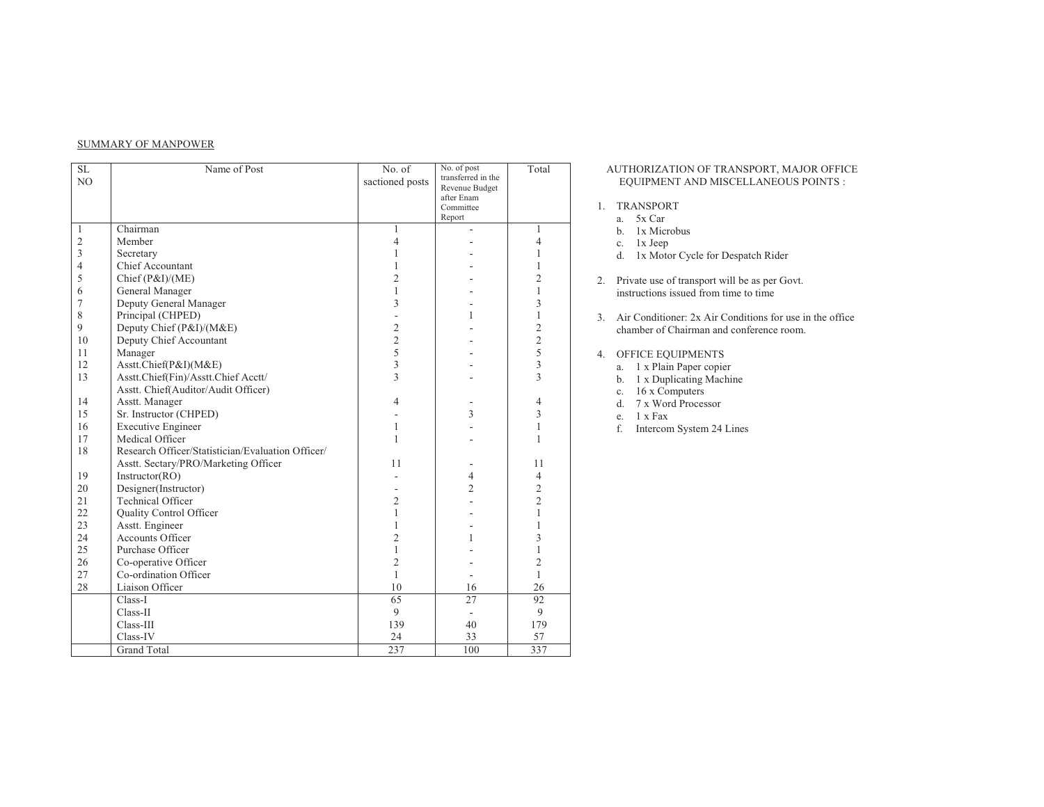SUMMARY OF MANPOWER

| SL NO | Name of Post | No. of sactioned posts | No. of post transferred in the Revenue Budget after Enam Committee Report | Total |
|---|---|---|---|---|
| 1 | Chairman | 1 | - | 1 |
| 2 | Member | 4 | - | 4 |
| 3 | Secretary | 1 | - | 1 |
| 4 | Chief Accountant | 1 | - | 1 |
| 5 | Chief (P&I)/(ME) | 2 | - | 2 |
| 6 | General Manager | 1 | - | 1 |
| 7 | Deputy General Manager | 3 | - | 3 |
| 8 | Principal (CHPED) | - | 1 | 1 |
| 9 | Deputy Chief (P&I)/(M&E) | 2 | - | 2 |
| 10 | Deputy Chief Accountant | 2 | - | 2 |
| 11 | Manager | 5 | - | 5 |
| 12 | Asstt.Chief(P&I)(M&E) | 3 | - | 3 |
| 13 | Asstt.Chief(Fin)/Asstt.Chief Acctt/ Asstt. Chief(Auditor/Audit Officer) | 3 | - | 3 |
| 14 | Asstt. Manager | 4 | - | 4 |
| 15 | Sr. Instructor (CHPED) | - | 3 | 3 |
| 16 | Executive Engineer | 1 | - | 1 |
| 17 | Medical Officer | 1 | - | 1 |
| 18 | Research Officer/Statistician/Evaluation Officer/ Asstt. Sectary/PRO/Marketing Officer | 11 | - | 11 |
| 19 | Instructor(RO) | - | 4 | 4 |
| 20 | Designer(Instructor) | - | 2 | 2 |
| 21 | Technical Officer | 2 | - | 2 |
| 22 | Quality Control Officer | 1 | - | 1 |
| 23 | Asstt. Engineer | 1 | - | 1 |
| 24 | Accounts Officer | 2 | 1 | 3 |
| 25 | Purchase Officer | 1 | - | 1 |
| 26 | Co-operative Officer | 2 | - | 2 |
| 27 | Co-ordination Officer | 1 | - | 1 |
| 28 | Liaison Officer | 10 | 16 | 26 |
| | Class-I | 65 | 27 | 92 |
| | Class-II | 9 | - | 9 |
| | Class-III | 139 | 40 | 179 |
| | Class-IV | 24 | 33 | 57 |
| | Grand Total | 237 | 100 | 337 |

AUTHORIZATION OF TRANSPORT, MAJOR OFFICE EQUIPMENT AND MISCELLANEOUS POINTS :

1. TRANSPORT
   a. 5x Car
   b. 1x Microbus
   c. 1x Jeep
   d. 1x Motor Cycle for Despatch Rider

2. Private use of transport will be as per Govt. instructions issued from time to time

3. Air Conditioner: 2x Air Conditions for use in the office chamber of Chairman and conference room.

4. OFFICE EQUIPMENTS
   a. 1 x Plain Paper copier
   b. 1 x Duplicating Machine
   c. 16 x Computers
   d. 7 x Word Processor
   e. 1 x Fax
   f. Intercom System 24 Lines